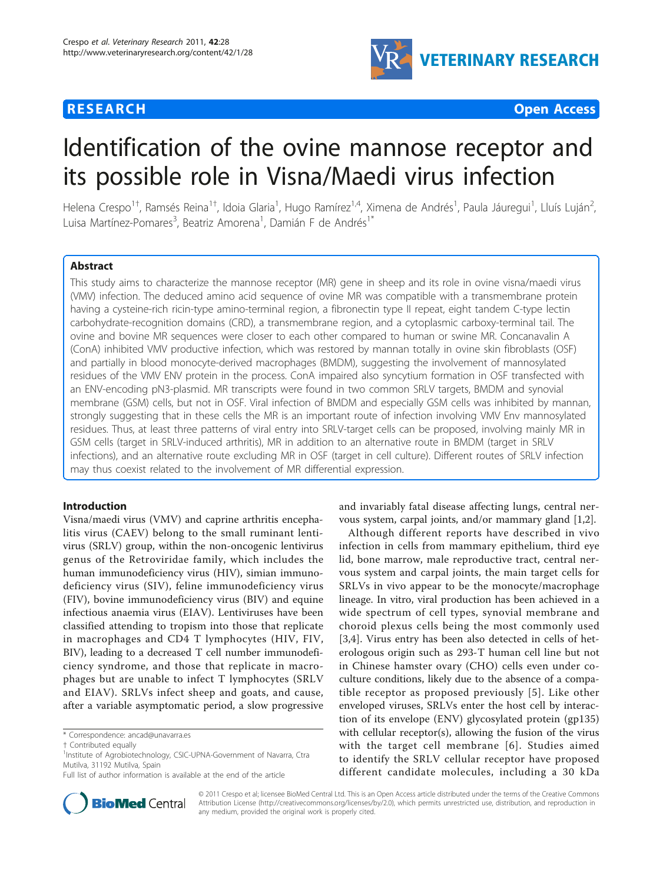**RESEARCH** **Open Access**

# Identification of the ovine mannose receptor and its possible role in Visna/Maedi virus infection

Helena Crespo[1†], Ramsés Reina[1†], Idoia Glaria[1], Hugo Ramírez[1,4], Ximena de Andrés[1], Paula Jáuregui[1], Lluís Luján[2], Luisa Martínez-Pomares[3], Beatriz Amorena[1], Damián F de Andrés[1*]

## Abstract

This study aims to characterize the mannose receptor (MR) gene in sheep and its role in ovine visna/maedi virus (VMV) infection. The deduced amino acid sequence of ovine MR was compatible with a transmembrane protein having a cysteine-rich ricin-type amino-terminal region, a fibronectin type II repeat, eight tandem C-type lectin carbohydrate-recognition domains (CRD), a transmembrane region, and a cytoplasmic carboxy-terminal tail. The ovine and bovine MR sequences were closer to each other compared to human or swine MR. Concanavalin A (ConA) inhibited VMV productive infection, which was restored by mannan totally in ovine skin fibroblasts (OSF) and partially in blood monocyte-derived macrophages (BMDM), suggesting the involvement of mannosylated residues of the VMV ENV protein in the process. ConA impaired also syncytium formation in OSF transfected with an ENV-encoding pN3-plasmid. MR transcripts were found in two common SRLV targets, BMDM and synovial membrane (GSM) cells, but not in OSF. Viral infection of BMDM and especially GSM cells was inhibited by mannan, strongly suggesting that in these cells the MR is an important route of infection involving VMV Env mannosylated residues. Thus, at least three patterns of viral entry into SRLV-target cells can be proposed, involving mainly MR in GSM cells (target in SRLV-induced arthritis), MR in addition to an alternative route in BMDM (target in SRLV infections), and an alternative route excluding MR in OSF (target in cell culture). Different routes of SRLV infection may thus coexist related to the involvement of MR differential expression.

## Introduction

Visna/maedi virus (VMV) and caprine arthritis encephalitis virus (CAEV) belong to the small ruminant lentivirus (SRLV) group, within the non-oncogenic lentivirus genus of the Retroviridae family, which includes the human immunodeficiency virus (HIV), simian immunodeficiency virus (SIV), feline immunodeficiency virus (FIV), bovine immunodeficiency virus (BIV) and equine infectious anaemia virus (EIAV). Lentiviruses have been classified attending to tropism into those that replicate in macrophages and CD4 T lymphocytes (HIV, FIV, BIV), leading to a decreased T cell number immunodeficiency syndrome, and those that replicate in macrophages but are unable to infect T lymphocytes (SRLV and EIAV). SRLVs infect sheep and goats, and cause, after a variable asymptomatic period, a slow progressive and invariably fatal disease affecting lungs, central nervous system, carpal joints, and/or mammary gland [1,2].

Although different reports have described in vivo infection in cells from mammary epithelium, third eye lid, bone marrow, male reproductive tract, central nervous system and carpal joints, the main target cells for SRLVs in vivo appear to be the monocyte/macrophage lineage. In vitro, viral production has been achieved in a wide spectrum of cell types, synovial membrane and choroid plexus cells being the most commonly used [3,4]. Virus entry has been also detected in cells of heterologous origin such as 293-T human cell line but not in Chinese hamster ovary (CHO) cells even under coculture conditions, likely due to the absence of a compatible receptor as proposed previously [5]. Like other enveloped viruses, SRLVs enter the host cell by interaction of its envelope (ENV) glycosylated protein (gp135) with cellular receptor(s), allowing the fusion of the virus with the target cell membrane [6]. Studies aimed to identify the SRLV cellular receptor have proposed different candidate molecules, including a 30 kDa

* Correspondence: ancad@unavarra.es
† Contributed equally
[1]Institute of Agrobiotechnology, CSIC-UPNA-Government of Navarra, Ctra Mutilva, 31192 Mutilva, Spain
Full list of author information is available at the end of the article

© 2011 Crespo et al; licensee BioMed Central Ltd. This is an Open Access article distributed under the terms of the Creative Commons Attribution License (http://creativecommons.org/licenses/by/2.0), which permits unrestricted use, distribution, and reproduction in any medium, provided the original work is properly cited.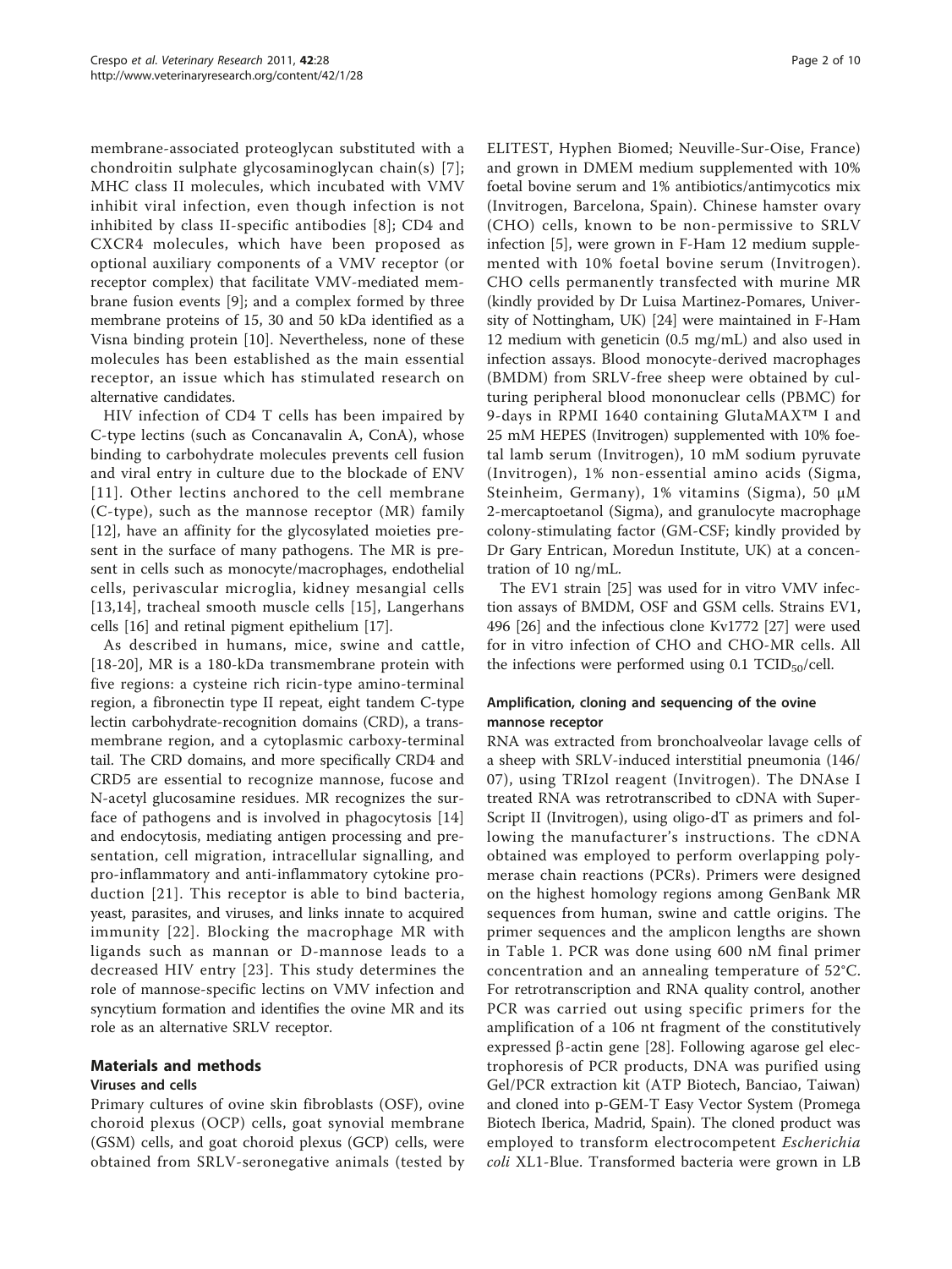membrane-associated proteoglycan substituted with a chondroitin sulphate glycosaminoglycan chain(s) [7]; MHC class II molecules, which incubated with VMV inhibit viral infection, even though infection is not inhibited by class II-specific antibodies [8]; CD4 and CXCR4 molecules, which have been proposed as optional auxiliary components of a VMV receptor (or receptor complex) that facilitate VMV-mediated membrane fusion events [9]; and a complex formed by three membrane proteins of 15, 30 and 50 kDa identified as a Visna binding protein [10]. Nevertheless, none of these molecules has been established as the main essential receptor, an issue which has stimulated research on alternative candidates.

HIV infection of CD4 T cells has been impaired by C-type lectins (such as Concanavalin A, ConA), whose binding to carbohydrate molecules prevents cell fusion and viral entry in culture due to the blockade of ENV [11]. Other lectins anchored to the cell membrane (C-type), such as the mannose receptor (MR) family [12], have an affinity for the glycosylated moieties present in the surface of many pathogens. The MR is present in cells such as monocyte/macrophages, endothelial cells, perivascular microglia, kidney mesangial cells [13,14], tracheal smooth muscle cells [15], Langerhans cells [16] and retinal pigment epithelium [17].

As described in humans, mice, swine and cattle, [18-20], MR is a 180-kDa transmembrane protein with five regions: a cysteine rich ricin-type amino-terminal region, a fibronectin type II repeat, eight tandem C-type lectin carbohydrate-recognition domains (CRD), a transmembrane region, and a cytoplasmic carboxy-terminal tail. The CRD domains, and more specifically CRD4 and CRD5 are essential to recognize mannose, fucose and N-acetyl glucosamine residues. MR recognizes the surface of pathogens and is involved in phagocytosis [14] and endocytosis, mediating antigen processing and presentation, cell migration, intracellular signalling, and pro-inflammatory and anti-inflammatory cytokine production [21]. This receptor is able to bind bacteria, yeast, parasites, and viruses, and links innate to acquired immunity [22]. Blocking the macrophage MR with ligands such as mannan or D-mannose leads to a decreased HIV entry [23]. This study determines the role of mannose-specific lectins on VMV infection and syncytium formation and identifies the ovine MR and its role as an alternative SRLV receptor.

## Materials and methods

### Viruses and cells

Primary cultures of ovine skin fibroblasts (OSF), ovine choroid plexus (OCP) cells, goat synovial membrane (GSM) cells, and goat choroid plexus (GCP) cells, were obtained from SRLV-seronegative animals (tested by ELITEST, Hyphen Biomed; Neuville-Sur-Oise, France) and grown in DMEM medium supplemented with 10% foetal bovine serum and 1% antibiotics/antimycotics mix (Invitrogen, Barcelona, Spain). Chinese hamster ovary (CHO) cells, known to be non-permissive to SRLV infection [5], were grown in F-Ham 12 medium supplemented with 10% foetal bovine serum (Invitrogen). CHO cells permanently transfected with murine MR (kindly provided by Dr Luisa Martinez-Pomares, University of Nottingham, UK) [24] were maintained in F-Ham 12 medium with geneticin (0.5 mg/mL) and also used in infection assays. Blood monocyte-derived macrophages (BMDM) from SRLV-free sheep were obtained by culturing peripheral blood mononuclear cells (PBMC) for 9-days in RPMI 1640 containing GlutaMAX™ I and 25 mM HEPES (Invitrogen) supplemented with 10% foetal lamb serum (Invitrogen), 10 mM sodium pyruvate (Invitrogen), 1% non-essential amino acids (Sigma, Steinheim, Germany), 1% vitamins (Sigma), 50 μM 2-mercaptoetanol (Sigma), and granulocyte macrophage colony-stimulating factor (GM-CSF; kindly provided by Dr Gary Entrican, Moredun Institute, UK) at a concentration of 10 ng/mL.

The EV1 strain [25] was used for in vitro VMV infection assays of BMDM, OSF and GSM cells. Strains EV1, 496 [26] and the infectious clone Kv1772 [27] were used for in vitro infection of CHO and CHO-MR cells. All the infections were performed using 0.1 $TCID_{50}$/cell.

### Amplification, cloning and sequencing of the ovine mannose receptor

RNA was extracted from bronchoalveolar lavage cells of a sheep with SRLV-induced interstitial pneumonia (146/07), using TRIzol reagent (Invitrogen). The DNAse I treated RNA was retrotranscribed to cDNA with SuperScript II (Invitrogen), using oligo-dT as primers and following the manufacturer's instructions. The cDNA obtained was employed to perform overlapping polymerase chain reactions (PCRs). Primers were designed on the highest homology regions among GenBank MR sequences from human, swine and cattle origins. The primer sequences and the amplicon lengths are shown in Table 1. PCR was done using 600 nM final primer concentration and an annealing temperature of 52°C. For retrotranscription and RNA quality control, another PCR was carried out using specific primers for the amplification of a 106 nt fragment of the constitutively expressed β-actin gene [28]. Following agarose gel electrophoresis of PCR products, DNA was purified using Gel/PCR extraction kit (ATP Biotech, Banciao, Taiwan) and cloned into p-GEM-T Easy Vector System (Promega Biotech Iberica, Madrid, Spain). The cloned product was employed to transform electrocompetent *Escherichia coli* XL1-Blue. Transformed bacteria were grown in LB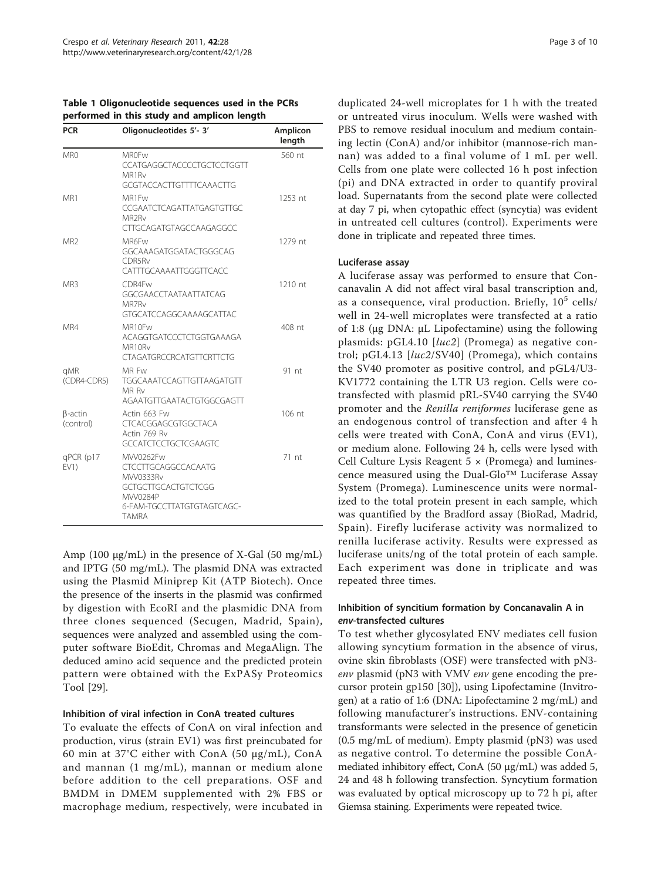**Table 1 Oligonucleotide sequences used in the PCRs performed in this study and amplicon length**

| PCR | Oligonucleotides 5'- 3' | Amplicon length |
|---|---|---|
| MR0 | MR0Fw CCATGAGGCTACCCCTGCTCCTGGTT MR1Rv GCGTACCACTTGTTTTCAAACTTG | 560 nt |
| MR1 | MR1Fw CCGAATCTCAGATTATGAGTGTTGC MR2Rv CTTGCAGATGTAGCCAAGAGGCC | 1253 nt |
| MR2 | MR6Fw GGCAAAGATGGATACTGGGCAG CDR5Rv CATTTGCAAAATTGGGTTCACC | 1279 nt |
| MR3 | CDR4Fw GGCGAACCTAATAATTATCAG MR7Rv GTGCATCCAGGCAAAAGCATTAC | 1210 nt |
| MR4 | MR10Fw ACAGGTGATCCCTCTGGTGAAAGA MR10Rv CTAGATGRCCRCATGTTCRTTCTG | 408 nt |
| qMR (CDR4-CDR5) | MR Fw TGGCAAATCCAGTTGTTAAGATGTT MR Rv AGAATGTTGAATACTGTGGCGAGTT | 91 nt |
| β-actin (control) | Actin 663 Fw CTCACGGAGCGTGGCTACA Actin 769 Rv GCCATCTCCTGCTCGAAGTC | 106 nt |
| qPCR (p17 EV1) | MVV0262Fw CTCCTTGCAGGCCACAATG MVV0333Rv GCTGCTTGCACTGTCTCGG MVV0284P 6-FAM-TGCCTTATGTGTAGTCAGC-TAMRA | 71 nt |

Amp (100 μg/mL) in the presence of X-Gal (50 mg/mL) and IPTG (50 mg/mL). The plasmid DNA was extracted using the Plasmid Miniprep Kit (ATP Biotech). Once the presence of the inserts in the plasmid was confirmed by digestion with EcoRI and the plasmidic DNA from three clones sequenced (Secugen, Madrid, Spain), sequences were analyzed and assembled using the computer software BioEdit, Chromas and MegaAlign. The deduced amino acid sequence and the predicted protein pattern were obtained with the ExPASy Proteomics Tool [29].

### Inhibition of viral infection in ConA treated cultures

To evaluate the effects of ConA on viral infection and production, virus (strain EV1) was first preincubated for 60 min at 37°C either with ConA (50 μg/mL), ConA and mannan (1 mg/mL), mannan or medium alone before addition to the cell preparations. OSF and BMDM in DMEM supplemented with 2% FBS or macrophage medium, respectively, were incubated in duplicated 24-well microplates for 1 h with the treated or untreated virus inoculum. Wells were washed with PBS to remove residual inoculum and medium containing lectin (ConA) and/or inhibitor (mannose-rich mannan) was added to a final volume of 1 mL per well. Cells from one plate were collected 16 h post infection (pi) and DNA extracted in order to quantify proviral load. Supernatants from the second plate were collected at day 7 pi, when cytopathic effect (syncytia) was evident in untreated cell cultures (control). Experiments were done in triplicate and repeated three times.

### Luciferase assay

A luciferase assay was performed to ensure that Concanavalin A did not affect viral basal transcription and, as a consequence, viral production. Briefly, $10^5$ cells/well in 24-well microplates were transfected at a ratio of 1:8 (μg DNA: μL Lipofectamine) using the following plasmids: pGL4.10 [*luc2*] (Promega) as negative control; pGL4.13 [*luc2*/SV40] (Promega), which contains the SV40 promoter as positive control, and pGL4/U3-KV1772 containing the LTR U3 region. Cells were co-transfected with plasmid pRL-SV40 carrying the SV40 promoter and the *Renilla reniformes* luciferase gene as an endogenous control of transfection and after 4 h cells were treated with ConA, ConA and virus (EV1), or medium alone. Following 24 h, cells were lysed with Cell Culture Lysis Reagent 5 × (Promega) and luminescence measured using the Dual-Glo™ Luciferase Assay System (Promega). Luminescence units were normalized to the total protein present in each sample, which was quantified by the Bradford assay (BioRad, Madrid, Spain). Firefly luciferase activity was normalized to renilla luciferase activity. Results were expressed as luciferase units/ng of the total protein of each sample. Each experiment was done in triplicate and was repeated three times.

### Inhibition of syncitium formation by Concanavalin A in *env*-transfected cultures

To test whether glycosylated ENV mediates cell fusion allowing syncytium formation in the absence of virus, ovine skin fibroblasts (OSF) were transfected with pN3-*env* plasmid (pN3 with VMV *env* gene encoding the precursor protein gp150 [30]), using Lipofectamine (Invitrogen) at a ratio of 1:6 (DNA: Lipofectamine 2 mg/mL) and following manufacturer's instructions. ENV-containing transformants were selected in the presence of geneticin (0.5 mg/mL of medium). Empty plasmid (pN3) was used as negative control. To determine the possible ConA-mediated inhibitory effect, ConA (50 μg/mL) was added 5, 24 and 48 h following transfection. Syncytium formation was evaluated by optical microscopy up to 72 h pi, after Giemsa staining. Experiments were repeated twice.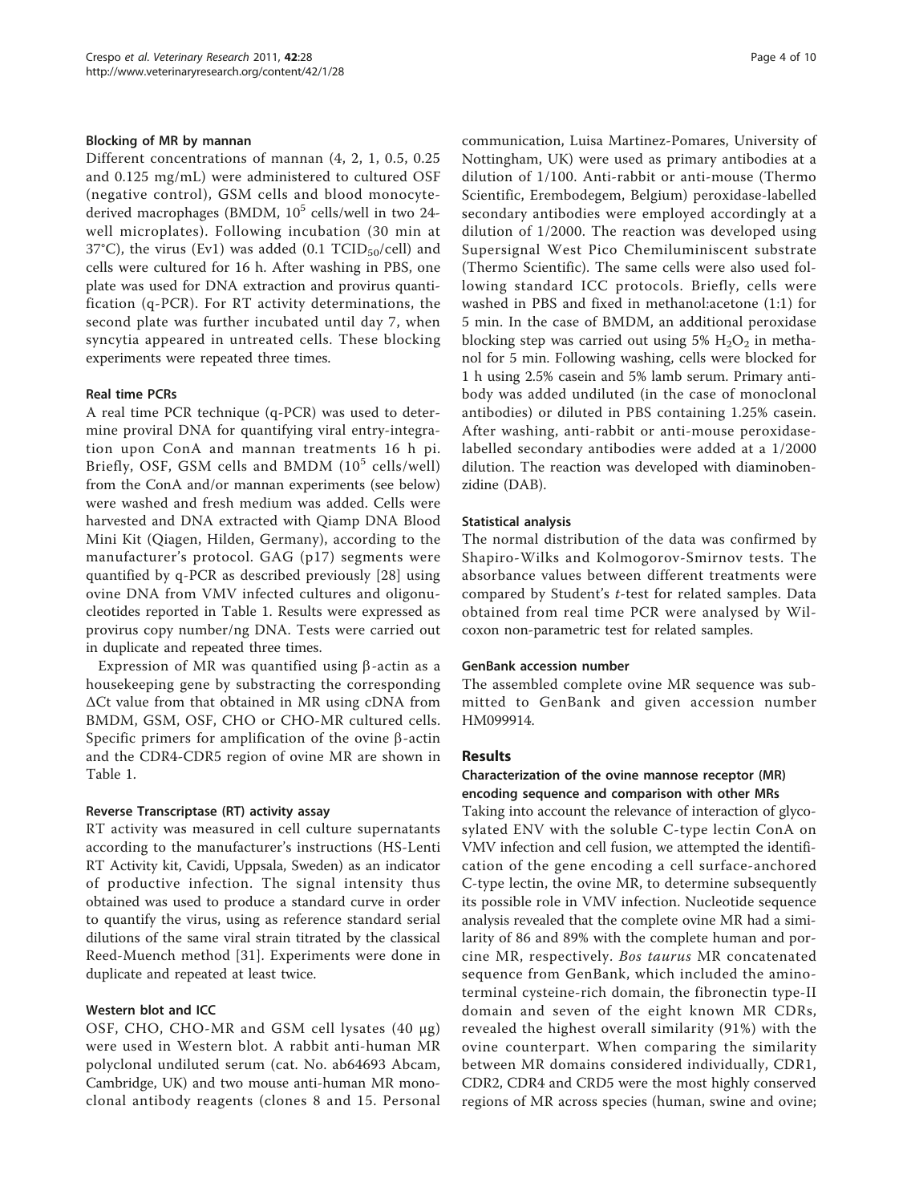#### Blocking of MR by mannan

Different concentrations of mannan (4, 2, 1, 0.5, 0.25 and 0.125 mg/mL) were administered to cultured OSF (negative control), GSM cells and blood monocyte-derived macrophages (BMDM, $10^5$ cells/well in two 24-well microplates). Following incubation (30 min at 37°C), the virus (Ev1) was added (0.1 $TCID_{50}$/cell) and cells were cultured for 16 h. After washing in PBS, one plate was used for DNA extraction and provirus quantification (q-PCR). For RT activity determinations, the second plate was further incubated until day 7, when syncytia appeared in untreated cells. These blocking experiments were repeated three times.

#### Real time PCRs

A real time PCR technique (q-PCR) was used to determine proviral DNA for quantifying viral entry-integration upon ConA and mannan treatments 16 h pi. Briefly, OSF, GSM cells and BMDM ($10^5$ cells/well) from the ConA and/or mannan experiments (see below) were washed and fresh medium was added. Cells were harvested and DNA extracted with Qiamp DNA Blood Mini Kit (Qiagen, Hilden, Germany), according to the manufacturer's protocol. GAG (p17) segments were quantified by q-PCR as described previously [28] using ovine DNA from VMV infected cultures and oligonucleotides reported in Table 1. Results were expressed as provirus copy number/ng DNA. Tests were carried out in duplicate and repeated three times.

Expression of MR was quantified using β-actin as a housekeeping gene by substracting the corresponding ΔCt value from that obtained in MR using cDNA from BMDM, GSM, OSF, CHO or CHO-MR cultured cells. Specific primers for amplification of the ovine β-actin and the CDR4-CDR5 region of ovine MR are shown in Table 1.

#### Reverse Transcriptase (RT) activity assay

RT activity was measured in cell culture supernatants according to the manufacturer's instructions (HS-Lenti RT Activity kit, Cavidi, Uppsala, Sweden) as an indicator of productive infection. The signal intensity thus obtained was used to produce a standard curve in order to quantify the virus, using as reference standard serial dilutions of the same viral strain titrated by the classical Reed-Muench method [31]. Experiments were done in duplicate and repeated at least twice.

#### Western blot and ICC

OSF, CHO, CHO-MR and GSM cell lysates (40 μg) were used in Western blot. A rabbit anti-human MR polyclonal undiluted serum (cat. No. ab64693 Abcam, Cambridge, UK) and two mouse anti-human MR monoclonal antibody reagents (clones 8 and 15. Personal communication, Luisa Martinez-Pomares, University of Nottingham, UK) were used as primary antibodies at a dilution of 1/100. Anti-rabbit or anti-mouse (Thermo Scientific, Erembodegem, Belgium) peroxidase-labelled secondary antibodies were employed accordingly at a dilution of 1/2000. The reaction was developed using Supersignal West Pico Chemiluminiscent substrate (Thermo Scientific). The same cells were also used following standard ICC protocols. Briefly, cells were washed in PBS and fixed in methanol:acetone (1:1) for 5 min. In the case of BMDM, an additional peroxidase blocking step was carried out using 5% $H_2O_2$ in methanol for 5 min. Following washing, cells were blocked for 1 h using 2.5% casein and 5% lamb serum. Primary antibody was added undiluted (in the case of monoclonal antibodies) or diluted in PBS containing 1.25% casein. After washing, anti-rabbit or anti-mouse peroxidase-labelled secondary antibodies were added at a 1/2000 dilution. The reaction was developed with diaminobenzidine (DAB).

#### Statistical analysis

The normal distribution of the data was confirmed by Shapiro-Wilks and Kolmogorov-Smirnov tests. The absorbance values between different treatments were compared by Student's *t*-test for related samples. Data obtained from real time PCR were analysed by Wilcoxon non-parametric test for related samples.

#### GenBank accession number

The assembled complete ovine MR sequence was submitted to GenBank and given accession number HM099914.

## Results

#### Characterization of the ovine mannose receptor (MR) encoding sequence and comparison with other MRs

Taking into account the relevance of interaction of glycosylated ENV with the soluble C-type lectin ConA on VMV infection and cell fusion, we attempted the identification of the gene encoding a cell surface-anchored C-type lectin, the ovine MR, to determine subsequently its possible role in VMV infection. Nucleotide sequence analysis revealed that the complete ovine MR had a similarity of 86 and 89% with the complete human and porcine MR, respectively. *Bos taurus* MR concatenated sequence from GenBank, which included the amino-terminal cysteine-rich domain, the fibronectin type-II domain and seven of the eight known MR CDRs, revealed the highest overall similarity (91%) with the ovine counterpart. When comparing the similarity between MR domains considered individually, CDR1, CDR2, CDR4 and CRD5 were the most highly conserved regions of MR across species (human, swine and ovine;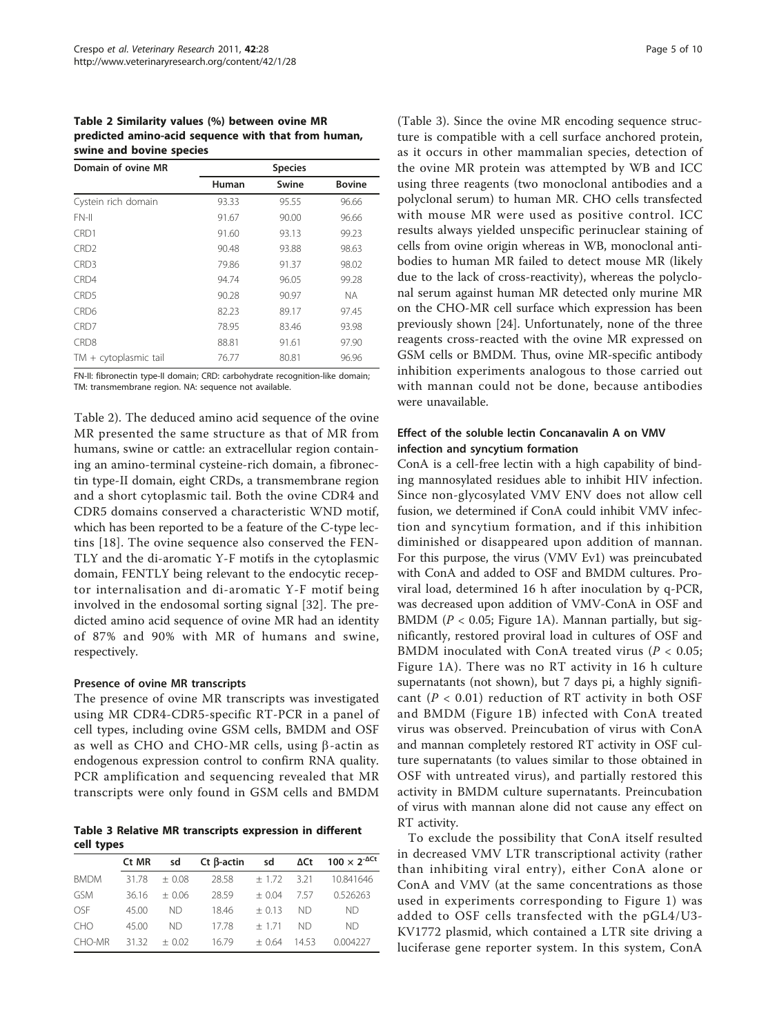**Table 2 Similarity values (%) between ovine MR predicted amino-acid sequence with that from human, swine and bovine species**

| Domain of ovine MR | Species | | |
|---|---|---|---|
| | Human | Swine | Bovine |
| Cystein rich domain | 93.33 | 95.55 | 96.66 |
| FN-II | 91.67 | 90.00 | 96.66 |
| CRD1 | 91.60 | 93.13 | 99.23 |
| CRD2 | 90.48 | 93.88 | 98.63 |
| CRD3 | 79.86 | 91.37 | 98.02 |
| CRD4 | 94.74 | 96.05 | 99.28 |
| CRD5 | 90.28 | 90.97 | NA |
| CRD6 | 82.23 | 89.17 | 97.45 |
| CRD7 | 78.95 | 83.46 | 93.98 |
| CRD8 | 88.81 | 91.61 | 97.90 |
| TM + cytoplasmic tail | 76.77 | 80.81 | 96.96 |

FN-II: fibronectin type-II domain; CRD: carbohydrate recognition-like domain; TM: transmembrane region. NA: sequence not available.

Table 2). The deduced amino acid sequence of the ovine MR presented the same structure as that of MR from humans, swine or cattle: an extracellular region containing an amino-terminal cysteine-rich domain, a fibronectin type-II domain, eight CRDs, a transmembrane region and a short cytoplasmic tail. Both the ovine CDR4 and CDR5 domains conserved a characteristic WND motif, which has been reported to be a feature of the C-type lectins [18]. The ovine sequence also conserved the FENTLY and the di-aromatic Y-F motifs in the cytoplasmic domain, FENTLY being relevant to the endocytic receptor internalisation and di-aromatic Y-F motif being involved in the endosomal sorting signal [32]. The predicted amino acid sequence of ovine MR had an identity of 87% and 90% with MR of humans and swine, respectively.

### Presence of ovine MR transcripts

The presence of ovine MR transcripts was investigated using MR CDR4-CDR5-specific RT-PCR in a panel of cell types, including ovine GSM cells, BMDM and OSF as well as CHO and CHO-MR cells, using β-actin as endogenous expression control to confirm RNA quality. PCR amplification and sequencing revealed that MR transcripts were only found in GSM cells and BMDM

**Table 3 Relative MR transcripts expression in different cell types**

| | Ct MR | sd | Ct β-actin | sd | ΔCt | $100 \times 2^{-\Delta Ct}$ |
|---|---|---|---|---|---|---|
| BMDM | 31.78 | ± 0.08 | 28.58 | ± 1.72 | 3.21 | 10.841646 |
| GSM | 36.16 | ± 0.06 | 28.59 | ± 0.04 | 7.57 | 0.526263 |
| OSF | 45.00 | ND | 18.46 | ± 0.13 | ND | ND |
| CHO | 45.00 | ND | 17.78 | ± 1.71 | ND | ND |
| CHO-MR | 31.32 | ± 0.02 | 16.79 | ± 0.64 | 14.53 | 0.004227 |

(Table 3). Since the ovine MR encoding sequence structure is compatible with a cell surface anchored protein, as it occurs in other mammalian species, detection of the ovine MR protein was attempted by WB and ICC using three reagents (two monoclonal antibodies and a polyclonal serum) to human MR. CHO cells transfected with mouse MR were used as positive control. ICC results always yielded unspecific perinuclear staining of cells from ovine origin whereas in WB, monoclonal antibodies to human MR failed to detect mouse MR (likely due to the lack of cross-reactivity), whereas the polyclonal serum against human MR detected only murine MR on the CHO-MR cell surface which expression has been previously shown [24]. Unfortunately, none of the three reagents cross-reacted with the ovine MR expressed on GSM cells or BMDM. Thus, ovine MR-specific antibody inhibition experiments analogous to those carried out with mannan could not be done, because antibodies were unavailable.

### Effect of the soluble lectin Concanavalin A on VMV infection and syncytium formation

ConA is a cell-free lectin with a high capability of binding mannosylated residues able to inhibit HIV infection. Since non-glycosylated VMV ENV does not allow cell fusion, we determined if ConA could inhibit VMV infection and syncytium formation, and if this inhibition diminished or disappeared upon addition of mannan. For this purpose, the virus (VMV Ev1) was preincubated with ConA and added to OSF and BMDM cultures. Proviral load, determined 16 h after inoculation by q-PCR, was decreased upon addition of VMV-ConA in OSF and BMDM ($P < 0.05$; Figure 1A). Mannan partially, but significantly, restored proviral load in cultures of OSF and BMDM inoculated with ConA treated virus ($P < 0.05$; Figure 1A). There was no RT activity in 16 h culture supernatants (not shown), but 7 days pi, a highly significant ($P < 0.01$) reduction of RT activity in both OSF and BMDM (Figure 1B) infected with ConA treated virus was observed. Preincubation of virus with ConA and mannan completely restored RT activity in OSF culture supernatants (to values similar to those obtained in OSF with untreated virus), and partially restored this activity in BMDM culture supernatants. Preincubation of virus with mannan alone did not cause any effect on RT activity.

To exclude the possibility that ConA itself resulted in decreased VMV LTR transcriptional activity (rather than inhibiting viral entry), either ConA alone or ConA and VMV (at the same concentrations as those used in experiments corresponding to Figure 1) was added to OSF cells transfected with the pGL4/U3-KV1772 plasmid, which contained a LTR site driving a luciferase gene reporter system. In this system, ConA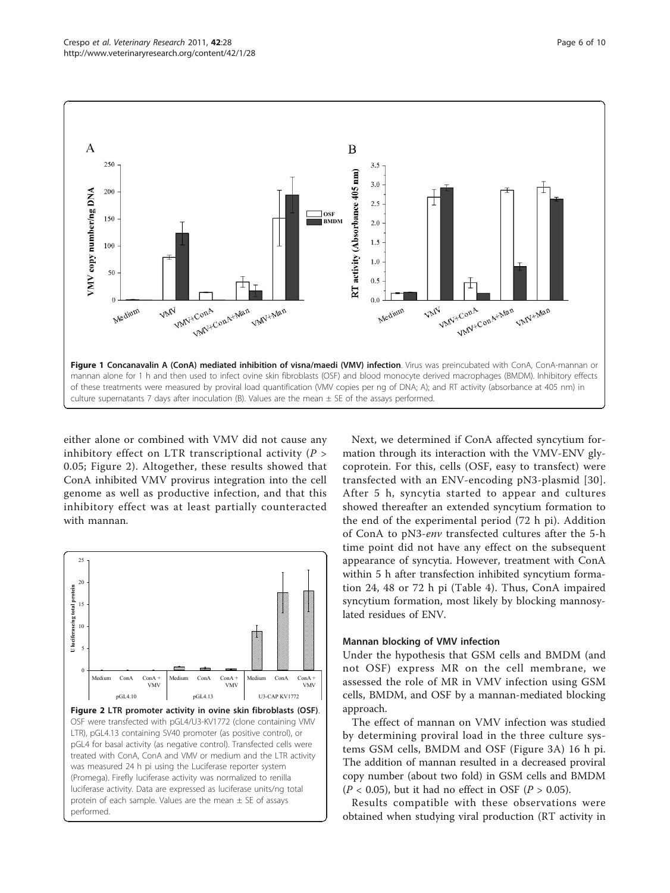**Figure 1 Concanavalin A (ConA) mediated inhibition of visna/maedi (VMV) infection**. Virus was preincubated with ConA, ConA-mannan or mannan alone for 1 h and then used to infect ovine skin fibroblasts (OSF) and blood monocyte derived macrophages (BMDM). Inhibitory effects of these treatments were measured by proviral load quantification (VMV copies per ng of DNA; A); and RT activity (absorbance at 405 nm) in culture supernatants 7 days after inoculation (B). Values are the mean ± SE of the assays performed.

either alone or combined with VMV did not cause any inhibitory effect on LTR transcriptional activity ($P > 0.05$; Figure 2). Altogether, these results showed that ConA inhibited VMV provirus integration into the cell genome as well as productive infection, and that this inhibitory effect was at least partially counteracted with mannan.

**Figure 2 LTR promoter activity in ovine skin fibroblasts (OSF)**. OSF were transfected with pGL4/U3-KV1772 (clone containing VMV LTR), pGL4.13 containing SV40 promoter (as positive control), or pGL4 for basal activity (as negative control). Transfected cells were treated with ConA, ConA and VMV or medium and the LTR activity was measured 24 h pi using the Luciferase reporter system (Promega). Firefly luciferase activity was normalized to renilla luciferase activity. Data are expressed as luciferase units/ng total protein of each sample. Values are the mean ± SE of assays performed.

Next, we determined if ConA affected syncytium formation through its interaction with the VMV-ENV glycoprotein. For this, cells (OSF, easy to transfect) were transfected with an ENV-encoding pN3-plasmid [30]. After 5 h, syncytia started to appear and cultures showed thereafter an extended syncytium formation to the end of the experimental period (72 h pi). Addition of ConA to pN3-*env* transfected cultures after the 5-h time point did not have any effect on the subsequent appearance of syncytia. However, treatment with ConA within 5 h after transfection inhibited syncytium formation 24, 48 or 72 h pi (Table 4). Thus, ConA impaired syncytium formation, most likely by blocking mannosylated residues of ENV.

### Mannan blocking of VMV infection

Under the hypothesis that GSM cells and BMDM (and not OSF) express MR on the cell membrane, we assessed the role of MR in VMV infection using GSM cells, BMDM, and OSF by a mannan-mediated blocking approach.

The effect of mannan on VMV infection was studied by determining proviral load in the three culture systems GSM cells, BMDM and OSF (Figure 3A) 16 h pi. The addition of mannan resulted in a decreased proviral copy number (about two fold) in GSM cells and BMDM ($P < 0.05$), but it had no effect in OSF ($P > 0.05$).

Results compatible with these observations were obtained when studying viral production (RT activity in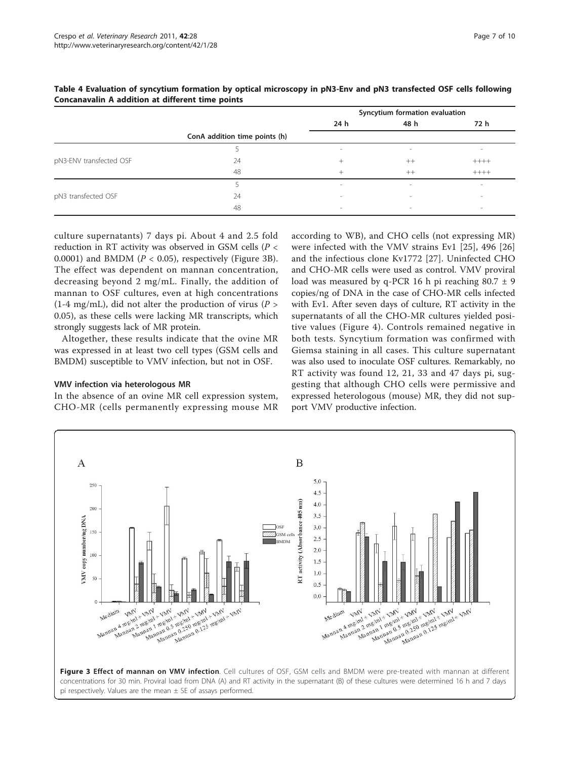**Table 4 Evaluation of syncytium formation by optical microscopy in pN3-Env and pN3 transfected OSF cells following Concanavalin A addition at different time points**

| | | Syncytium formation evaluation | | |
|---|---|---|---|---|
| | | 24 h | 48 h | 72 h |
| | ConA addition time points (h) | | | |
| pN3-ENV transfected OSF | 5 | - | - | - |
| | 24 | + | ++ | ++++ |
| | 48 | + | ++ | ++++ |
| pN3 transfected OSF | 5 | - | - | - |
| | 24 | - | - | - |
| | 48 | - | - | - |

culture supernatants) 7 days pi. About 4 and 2.5 fold reduction in RT activity was observed in GSM cells ($P < 0.0001$) and BMDM ($P < 0.05$), respectively (Figure 3B). The effect was dependent on mannan concentration, decreasing beyond 2 mg/mL. Finally, the addition of mannan to OSF cultures, even at high concentrations (1-4 mg/mL), did not alter the production of virus ($P > 0.05$), as these cells were lacking MR transcripts, which strongly suggests lack of MR protein.

Altogether, these results indicate that the ovine MR was expressed in at least two cell types (GSM cells and BMDM) susceptible to VMV infection, but not in OSF.

### VMV infection via heterologous MR

In the absence of an ovine MR cell expression system, CHO-MR (cells permanently expressing mouse MR according to WB), and CHO cells (not expressing MR) were infected with the VMV strains Ev1 [25], 496 [26] and the infectious clone Kv1772 [27]. Uninfected CHO and CHO-MR cells were used as control. VMV proviral load was measured by q-PCR 16 h pi reaching 80.7 ± 9 copies/ng of DNA in the case of CHO-MR cells infected with Ev1. After seven days of culture, RT activity in the supernatants of all the CHO-MR cultures yielded positive values (Figure 4). Controls remained negative in both tests. Syncytium formation was confirmed with Giemsa staining in all cases. This culture supernatant was also used to inoculate OSF cultures. Remarkably, no RT activity was found 12, 21, 33 and 47 days pi, suggesting that although CHO cells were permissive and expressed heterologous (mouse) MR, they did not support VMV productive infection.

**Figure 3 Effect of mannan on VMV infection**. Cell cultures of OSF, GSM cells and BMDM were pre-treated with mannan at different concentrations for 30 min. Proviral load from DNA (A) and RT activity in the supernatant (B) of these cultures were determined 16 h and 7 days pi respectively. Values are the mean ± SE of assays performed.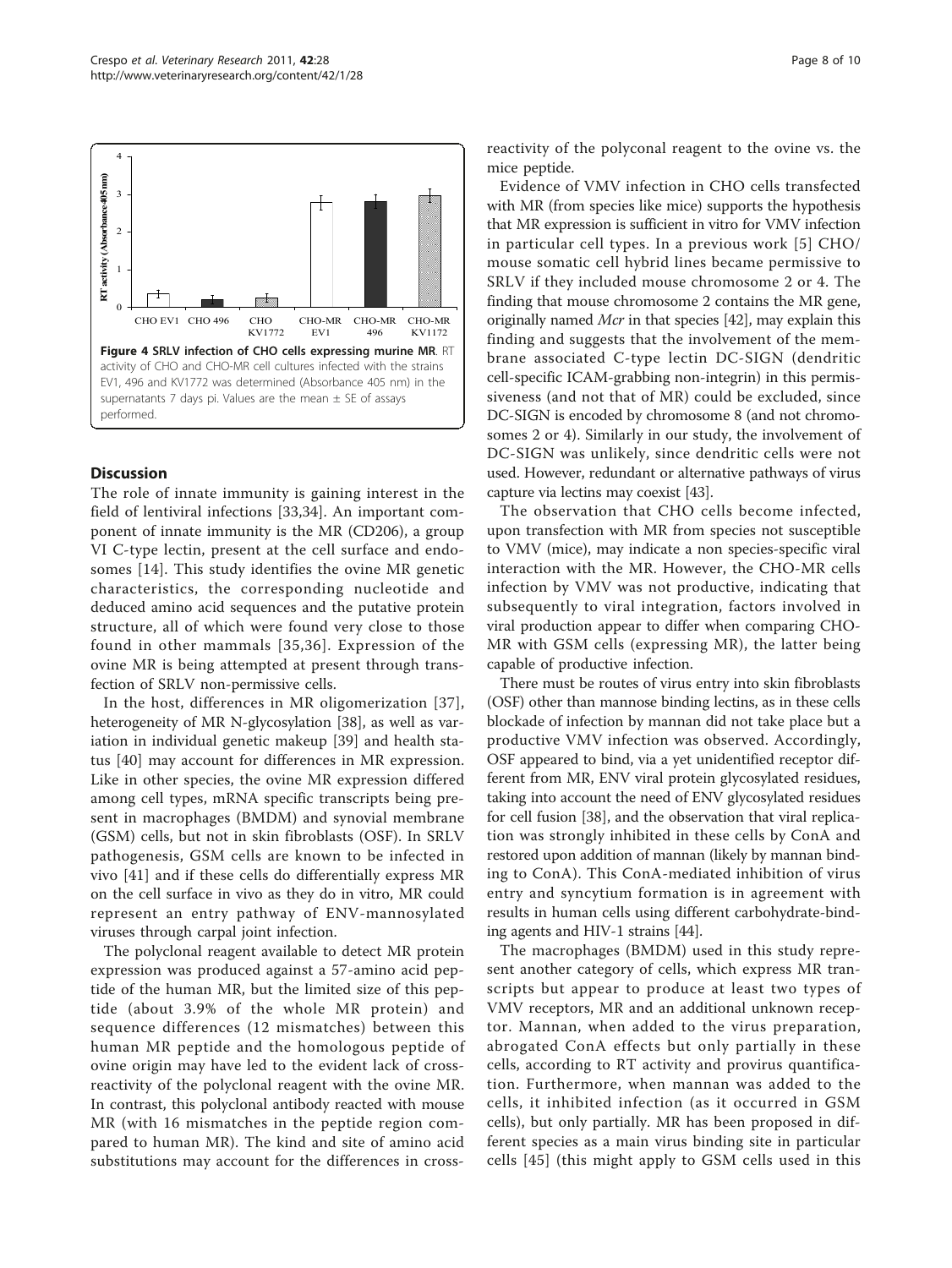**Figure 4 SRLV infection of CHO cells expressing murine MR.** RT activity of CHO and CHO-MR cell cultures infected with the strains EV1, 496 and KV1772 was determined (Absorbance 405 nm) in the supernatants 7 days pi. Values are the mean ± SE of assays performed.

## Discussion

The role of innate immunity is gaining interest in the field of lentiviral infections [33,34]. An important component of innate immunity is the MR (CD206), a group VI C-type lectin, present at the cell surface and endosomes [14]. This study identifies the ovine MR genetic characteristics, the corresponding nucleotide and deduced amino acid sequences and the putative protein structure, all of which were found very close to those found in other mammals [35,36]. Expression of the ovine MR is being attempted at present through transfection of SRLV non-permissive cells.

In the host, differences in MR oligomerization [37], heterogeneity of MR N-glycosylation [38], as well as variation in individual genetic makeup [39] and health status [40] may account for differences in MR expression. Like in other species, the ovine MR expression differed among cell types, mRNA specific transcripts being present in macrophages (BMDM) and synovial membrane (GSM) cells, but not in skin fibroblasts (OSF). In SRLV pathogenesis, GSM cells are known to be infected in vivo [41] and if these cells do differentially express MR on the cell surface in vivo as they do in vitro, MR could represent an entry pathway of ENV-mannosylated viruses through carpal joint infection.

The polyclonal reagent available to detect MR protein expression was produced against a 57-amino acid peptide of the human MR, but the limited size of this peptide (about 3.9% of the whole MR protein) and sequence differences (12 mismatches) between this human MR peptide and the homologous peptide of ovine origin may have led to the evident lack of cross-reactivity of the polyclonal reagent with the ovine MR. In contrast, this polyclonal antibody reacted with mouse MR (with 16 mismatches in the peptide region compared to human MR). The kind and site of amino acid substitutions may account for the differences in cross-reactivity of the polyconal reagent to the ovine vs. the mice peptide.

Evidence of VMV infection in CHO cells transfected with MR (from species like mice) supports the hypothesis that MR expression is sufficient in vitro for VMV infection in particular cell types. In a previous work [5] CHO/mouse somatic cell hybrid lines became permissive to SRLV if they included mouse chromosome 2 or 4. The finding that mouse chromosome 2 contains the MR gene, originally named *Mcr* in that species [42], may explain this finding and suggests that the involvement of the membrane associated C-type lectin DC-SIGN (dendritic cell-specific ICAM-grabbing non-integrin) in this permissiveness (and not that of MR) could be excluded, since DC-SIGN is encoded by chromosome 8 (and not chromosomes 2 or 4). Similarly in our study, the involvement of DC-SIGN was unlikely, since dendritic cells were not used. However, redundant or alternative pathways of virus capture via lectins may coexist [43].

The observation that CHO cells become infected, upon transfection with MR from species not susceptible to VMV (mice), may indicate a non species-specific viral interaction with the MR. However, the CHO-MR cells infection by VMV was not productive, indicating that subsequently to viral integration, factors involved in viral production appear to differ when comparing CHO-MR with GSM cells (expressing MR), the latter being capable of productive infection.

There must be routes of virus entry into skin fibroblasts (OSF) other than mannose binding lectins, as in these cells blockade of infection by mannan did not take place but a productive VMV infection was observed. Accordingly, OSF appeared to bind, via a yet unidentified receptor different from MR, ENV viral protein glycosylated residues, taking into account the need of ENV glycosylated residues for cell fusion [38], and the observation that viral replication was strongly inhibited in these cells by ConA and restored upon addition of mannan (likely by mannan binding to ConA). This ConA-mediated inhibition of virus entry and syncytium formation is in agreement with results in human cells using different carbohydrate-binding agents and HIV-1 strains [44].

The macrophages (BMDM) used in this study represent another category of cells, which express MR transcripts but appear to produce at least two types of VMV receptors, MR and an additional unknown receptor. Mannan, when added to the virus preparation, abrogated ConA effects but only partially in these cells, according to RT activity and provirus quantification. Furthermore, when mannan was added to the cells, it inhibited infection (as it occurred in GSM cells), but only partially. MR has been proposed in different species as a main virus binding site in particular cells [45] (this might apply to GSM cells used in this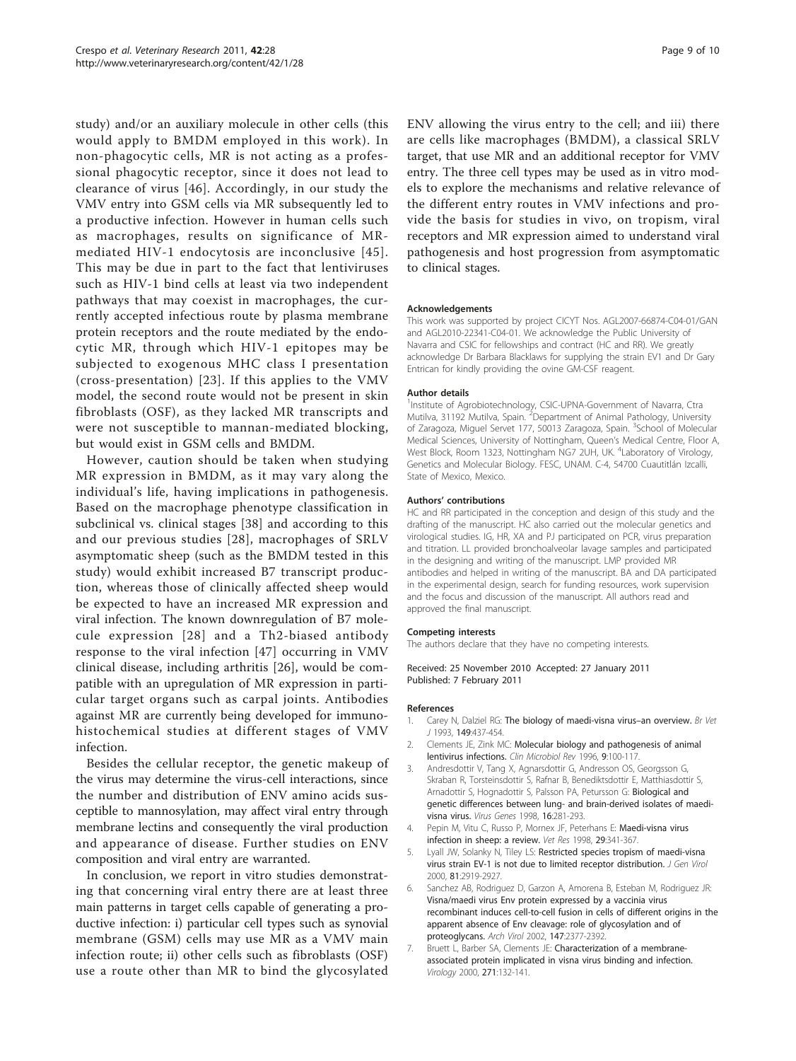study) and/or an auxiliary molecule in other cells (this would apply to BMDM employed in this work). In non-phagocytic cells, MR is not acting as a professional phagocytic receptor, since it does not lead to clearance of virus [46]. Accordingly, in our study the VMV entry into GSM cells via MR subsequently led to a productive infection. However in human cells such as macrophages, results on significance of MR-mediated HIV-1 endocytosis are inconclusive [45]. This may be due in part to the fact that lentiviruses such as HIV-1 bind cells at least via two independent pathways that may coexist in macrophages, the currently accepted infectious route by plasma membrane protein receptors and the route mediated by the endocytic MR, through which HIV-1 epitopes may be subjected to exogenous MHC class I presentation (cross-presentation) [23]. If this applies to the VMV model, the second route would not be present in skin fibroblasts (OSF), as they lacked MR transcripts and were not susceptible to mannan-mediated blocking, but would exist in GSM cells and BMDM.

However, caution should be taken when studying MR expression in BMDM, as it may vary along the individual's life, having implications in pathogenesis. Based on the macrophage phenotype classification in subclinical vs. clinical stages [38] and according to this and our previous studies [28], macrophages of SRLV asymptomatic sheep (such as the BMDM tested in this study) would exhibit increased B7 transcript production, whereas those of clinically affected sheep would be expected to have an increased MR expression and viral infection. The known downregulation of B7 molecule expression [28] and a Th2-biased antibody response to the viral infection [47] occurring in VMV clinical disease, including arthritis [26], would be compatible with an upregulation of MR expression in particular target organs such as carpal joints. Antibodies against MR are currently being developed for immunohistochemical studies at different stages of VMV infection.

Besides the cellular receptor, the genetic makeup of the virus may determine the virus-cell interactions, since the number and distribution of ENV amino acids susceptible to mannosylation, may affect viral entry through membrane lectins and consequently the viral production and appearance of disease. Further studies on ENV composition and viral entry are warranted.

In conclusion, we report in vitro studies demonstrating that concerning viral entry there are at least three main patterns in target cells capable of generating a productive infection: i) particular cell types such as synovial membrane (GSM) cells may use MR as a VMV main infection route; ii) other cells such as fibroblasts (OSF) use a route other than MR to bind the glycosylated ENV allowing the virus entry to the cell; and iii) there are cells like macrophages (BMDM), a classical SRLV target, that use MR and an additional receptor for VMV entry. The three cell types may be used as in vitro models to explore the mechanisms and relative relevance of the different entry routes in VMV infections and provide the basis for studies in vivo, on tropism, viral receptors and MR expression aimed to understand viral pathogenesis and host progression from asymptomatic to clinical stages.

#### Acknowledgements

This work was supported by project CICYT Nos. AGL2007-66874-C04-01/GAN and AGL2010-22341-C04-01. We acknowledge the Public University of Navarra and CSIC for fellowships and contract (HC and RR). We greatly acknowledge Dr Barbara Blacklaws for supplying the strain EV1 and Dr Gary Entrican for kindly providing the ovine GM-CSF reagent.

#### Author details

[1]Institute of Agrobiotechnology, CSIC-UPNA-Government of Navarra, Ctra Mutilva, 31192 Mutilva, Spain. [2]Department of Animal Pathology, University of Zaragoza, Miguel Servet 177, 50013 Zaragoza, Spain. [3]School of Molecular Medical Sciences, University of Nottingham, Queen's Medical Centre, Floor A, West Block, Room 1323, Nottingham NG7 2UH, UK. [4]Laboratory of Virology, Genetics and Molecular Biology. FESC, UNAM. C-4, 54700 Cuautitlán Izcalli, State of Mexico, Mexico.

#### Authors' contributions

HC and RR participated in the conception and design of this study and the drafting of the manuscript. HC also carried out the molecular genetics and virological studies. IG, HR, XA and PJ participated on PCR, virus preparation and titration. LL provided bronchoalveolar lavage samples and participated in the designing and writing of the manuscript. LMP provided MR antibodies and helped in writing of the manuscript. BA and DA participated in the experimental design, search for funding resources, work supervision and the focus and discussion of the manuscript. All authors read and approved the final manuscript.

#### Competing interests

The authors declare that they have no competing interests.

Received: 25 November 2010 Accepted: 27 January 2011
Published: 7 February 2011

#### References

1. Carey N, Dalziel RG: **The biology of maedi-visna virus–an overview.** *Br Vet J* 1993, **149**:437-454.
2. Clements JE, Zink MC: **Molecular biology and pathogenesis of animal lentivirus infections.** *Clin Microbiol Rev* 1996, **9**:100-117.
3. Andresdottir V, Tang X, Agnarsdottir G, Andresson OS, Georgsson G, Skraban R, Torsteinsdottir S, Rafnar B, Benediktsdottir E, Matthiasdottir S, Arnadottir S, Hognadottir S, Palsson PA, Petursson G: **Biological and genetic differences between lung- and brain-derived isolates of maedi-visna virus.** *Virus Genes* 1998, **16**:281-293.
4. Pepin M, Vitu C, Russo P, Mornex JF, Peterhans E: **Maedi-visna virus infection in sheep: a review.** *Vet Res* 1998, **29**:341-367.
5. Lyall JW, Solanky N, Tiley LS: **Restricted species tropism of maedi-visna virus strain EV-1 is not due to limited receptor distribution.** *J Gen Virol* 2000, **81**:2919-2927.
6. Sanchez AB, Rodriguez D, Garzon A, Amorena B, Esteban M, Rodriguez JR: **Visna/maedi virus Env protein expressed by a vaccinia virus recombinant induces cell-to-cell fusion in cells of different origins in the apparent absence of Env cleavage: role of glycosylation and of proteoglycans.** *Arch Virol* 2002, **147**:2377-2392.
7. Bruett L, Barber SA, Clements JE: **Characterization of a membrane-associated protein implicated in visna virus binding and infection.** *Virology* 2000, **271**:132-141.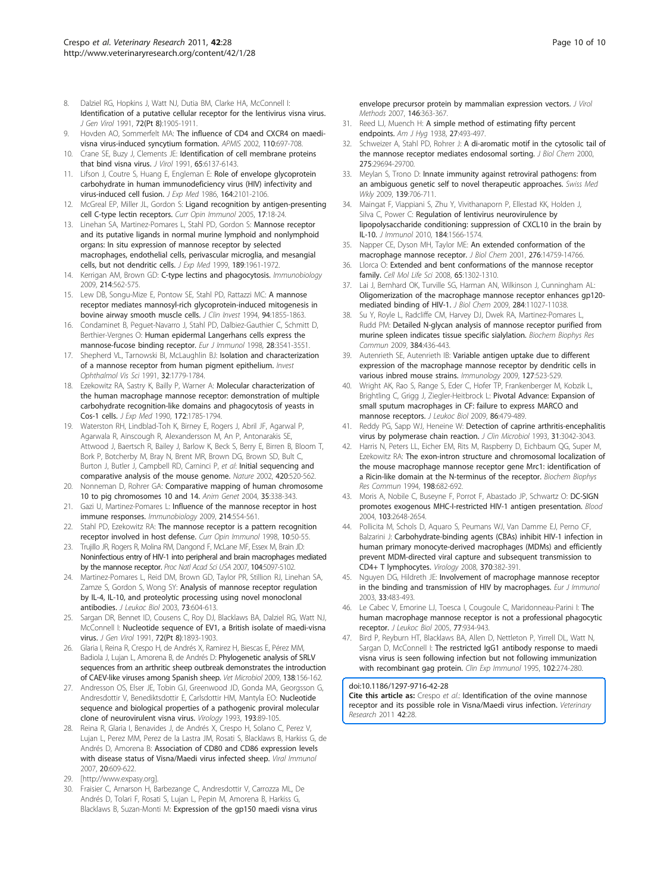8. Dalziel RG, Hopkins J, Watt NJ, Dutia BM, Clarke HA, McConnell I: **Identification of a putative cellular receptor for the lentivirus visna virus.** *J Gen Virol* 1991, **72(Pt 8)**:1905-1911.
9. Hovden AO, Sommerfelt MA: **The influence of CD4 and CXCR4 on maedi-visna virus-induced syncytium formation.** *APMIS* 2002, **110**:697-708.
10. Crane SE, Buzy J, Clements JE: **Identification of cell membrane proteins that bind visna virus.** *J Virol* 1991, **65**:6137-6143.
11. Lifson J, Coutre S, Huang E, Engleman E: **Role of envelope glycoprotein carbohydrate in human immunodeficiency virus (HIV) infectivity and virus-induced cell fusion.** *J Exp Med* 1986, **164**:2101-2106.
12. McGreal EP, Miller JL, Gordon S: **Ligand recognition by antigen-presenting cell C-type lectin receptors.** *Curr Opin Immunol* 2005, **17**:18-24.
13. Linehan SA, Martinez-Pomares L, Stahl PD, Gordon S: **Mannose receptor and its putative ligands in normal murine lymphoid and nonlymphoid organs: In situ expression of mannose receptor by selected macrophages, endothelial cells, perivascular microglia, and mesangial cells, but not dendritic cells.** *J Exp Med* 1999, **189**:1961-1972.
14. Kerrigan AM, Brown GD: **C-type lectins and phagocytosis.** *Immunobiology* 2009, **214**:562-575.
15. Lew DB, Songu-Mize E, Pontow SE, Stahl PD, Rattazzi MC: **A mannose receptor mediates mannosyl-rich glycoprotein-induced mitogenesis in bovine airway smooth muscle cells.** *J Clin Invest* 1994, **94**:1855-1863.
16. Condaminet B, Peguet-Navarro J, Stahl PD, Dalbiez-Gauthier C, Schmitt D, Berthier-Vergnes O: **Human epidermal Langerhans cells express the mannose-fucose binding receptor.** *Eur J Immunol* 1998, **28**:3541-3551.
17. Shepherd VL, Tarnowski BI, McLaughlin BJ: **Isolation and characterization of a mannose receptor from human pigment epithelium.** *Invest Ophthalmol Vis Sci* 1991, **32**:1779-1784.
18. Ezekowitz RA, Sastry K, Bailly P, Warner A: **Molecular characterization of the human macrophage mannose receptor: demonstration of multiple carbohydrate recognition-like domains and phagocytosis of yeasts in Cos-1 cells.** *J Exp Med* 1990, **172**:1785-1794.
19. Waterston RH, Lindblad-Toh K, Birney E, Rogers J, Abril JF, Agarwal P, Agarwala R, Ainscough R, Alexandersson M, An P, Antonarakis SE, Attwood J, Baertsch R, Bailey J, Barlow K, Beck S, Berry E, Birren B, Bloom T, Bork P, Botcherby M, Bray N, Brent MR, Brown DG, Brown SD, Bult C, Burton J, Butler J, Campbell RD, Carninci P, *et al*: **Initial sequencing and comparative analysis of the mouse genome.** *Nature* 2002, **420**:520-562.
20. Nonneman D, Rohrer GA: **Comparative mapping of human chromosome 10 to pig chromosomes 10 and 14.** *Anim Genet* 2004, **35**:338-343.
21. Gazi U, Martinez-Pomares L: **Influence of the mannose receptor in host immune responses.** *Immunobiology* 2009, **214**:554-561.
22. Stahl PD, Ezekowitz RA: **The mannose receptor is a pattern recognition receptor involved in host defense.** *Curr Opin Immunol* 1998, **10**:50-55.
23. Trujillo JR, Rogers R, Molina RM, Dangond F, McLane MF, Essex M, Brain JD: **Noninfectious entry of HIV-1 into peripheral and brain macrophages mediated by the mannose receptor.** *Proc Natl Acad Sci USA* 2007, **104**:5097-5102.
24. Martinez-Pomares L, Reid DM, Brown GD, Taylor PR, Stillion RJ, Linehan SA, Zamze S, Gordon S, Wong SY: **Analysis of mannose receptor regulation by IL-4, IL-10, and proteolytic processing using novel monoclonal antibodies.** *J Leukoc Biol* 2003, **73**:604-613.
25. Sargan DR, Bennet ID, Cousens C, Roy DJ, Blacklaws BA, Dalziel RG, Watt NJ, McConnell I: **Nucleotide sequence of EV1, a British isolate of maedi-visna virus.** *J Gen Virol* 1991, **72(Pt 8)**:1893-1903.
26. Glaria I, Reina R, Crespo H, de Andrés X, Ramirez H, Biescas E, Pérez MM, Badiola J, Lujan L, Amorena B, de Andrés D: **Phylogenetic analysis of SRLV sequences from an arthritic sheep outbreak demonstrates the introduction of CAEV-like viruses among Spanish sheep.** *Vet Microbiol* 2009, **138**:156-162.
27. Andresson OS, Elser JE, Tobin GJ, Greenwood JD, Gonda MA, Georgsson G, Andresdottir V, Benediktsdottir E, Carlsdottir HM, Mantyla EO: **Nucleotide sequence and biological properties of a pathogenic proviral molecular clone of neurovirulent visna virus.** *Virology* 1993, **193**:89-105.
28. Reina R, Glaria I, Benavides J, de Andrés X, Crespo H, Solano C, Perez V, Lujan L, Perez MM, Perez de la Lastra JM, Rosati S, Blacklaws B, Harkiss G, de Andrés D, Amorena B: **Association of CD80 and CD86 expression levels with disease status of Visna/Maedi virus infected sheep.** *Viral Immunol* 2007, **20**:609-622.
29. [http://www.expasy.org].
30. Fraisier C, Arnarson H, Barbezange C, Andresdottir V, Carrozza ML, De Andrés D, Tolari F, Rosati S, Lujan L, Pepin M, Amorena B, Harkiss G, Blacklaws B, Suzan-Monti M: **Expression of the gp150 maedi visna virus envelope precursor protein by mammalian expression vectors.** *J Virol Methods* 2007, **146**:363-367.
31. Reed LJ, Muench H: **A simple method of estimating fifty percent endpoints.** *Am J Hyg* 1938, **27**:493-497.
32. Schweizer A, Stahl PD, Rohrer J: **A di-aromatic motif in the cytosolic tail of the mannose receptor mediates endosomal sorting.** *J Biol Chem* 2000, **275**:29694-29700.
33. Meylan S, Trono D: **Innate immunity against retroviral pathogens: from an ambiguous genetic self to novel therapeutic approaches.** *Swiss Med Wkly* 2009, **139**:706-711.
34. Maingat F, Viappiani S, Zhu Y, Vivithanaporn P, Ellestad KK, Holden J, Silva C, Power C: **Regulation of lentivirus neurovirulence by lipopolysaccharide conditioning: suppression of CXCL10 in the brain by IL-10.** *J Immunol* 2010, **184**:1566-1574.
35. Napper CE, Dyson MH, Taylor ME: **An extended conformation of the macrophage mannose receptor.** *J Biol Chem* 2001, **276**:14759-14766.
36. Llorca O: **Extended and bent conformations of the mannose receptor family.** *Cell Mol Life Sci* 2008, **65**:1302-1310.
37. Lai J, Bernhard OK, Turville SG, Harman AN, Wilkinson J, Cunningham AL: **Oligomerization of the macrophage mannose receptor enhances gp120-mediated binding of HIV-1.** *J Biol Chem* 2009, **284**:11027-11038.
38. Su Y, Royle L, Radcliffe CM, Harvey DJ, Dwek RA, Martinez-Pomares L, Rudd PM: **Detailed N-glycan analysis of mannose receptor purified from murine spleen indicates tissue specific sialylation.** *Biochem Biophys Res Commun* 2009, **384**:436-443.
39. Autenrieth SE, Autenrieth IB: **Variable antigen uptake due to different expression of the macrophage mannose receptor by dendritic cells in various inbred mouse strains.** *Immunology* 2009, **127**:523-529.
40. Wright AK, Rao S, Range S, Eder C, Hofer TP, Frankenberger M, Kobzik L, Brightling C, Grigg J, Ziegler-Heitbrock L: **Pivotal Advance: Expansion of small sputum macrophages in CF: failure to express MARCO and mannose receptors.** *J Leukoc Biol* 2009, **86**:479-489.
41. Reddy PG, Sapp WJ, Heneine W: **Detection of caprine arthritis-encephalitis virus by polymerase chain reaction.** *J Clin Microbiol* 1993, **31**:3042-3043.
42. Harris N, Peters LL, Eicher EM, Rits M, Raspberry D, Eichbaum QG, Super M, Ezekowitz RA: **The exon-intron structure and chromosomal localization of the mouse macrophage mannose receptor gene Mrc1: identification of a Ricin-like domain at the N-terminus of the receptor.** *Biochem Biophys Res Commun* 1994, **198**:682-692.
43. Moris A, Nobile C, Buseyne F, Porrot F, Abastado JP, Schwartz O: **DC-SIGN promotes exogenous MHC-I-restricted HIV-1 antigen presentation.** *Blood* 2004, **103**:2648-2654.
44. Pollicita M, Schols D, Aquaro S, Peumans WJ, Van Damme EJ, Perno CF, Balzarini J: **Carbohydrate-binding agents (CBAs) inhibit HIV-1 infection in human primary monocyte-derived macrophages (MDMs) and efficiently prevent MDM-directed viral capture and subsequent transmission to CD4+ T lymphocytes.** *Virology* 2008, **370**:382-391.
45. Nguyen DG, Hildreth JE: **Involvement of macrophage mannose receptor in the binding and transmission of HIV by macrophages.** *Eur J Immunol* 2003, **33**:483-493.
46. Le Cabec V, Emorine LJ, Toesca I, Cougoule C, Maridonneau-Parini I: **The human macrophage mannose receptor is not a professional phagocytic receptor.** *J Leukoc Biol* 2005, **77**:934-943.
47. Bird P, Reyburn HT, Blacklaws BA, Allen D, Nettleton P, Yirrell DL, Watt N, Sargan D, McConnell I: **The restricted IgG1 antibody response to maedi visna virus is seen following infection but not following immunization with recombinant gag protein.** *Clin Exp Immunol* 1995, **102**:274-280.

doi:10.1186/1297-9716-42-28

**Cite this article as:** Crespo *et al.*: Identification of the ovine mannose receptor and its possible role in Visna/Maedi virus infection. *Veterinary Research* 2011 **42**:28.